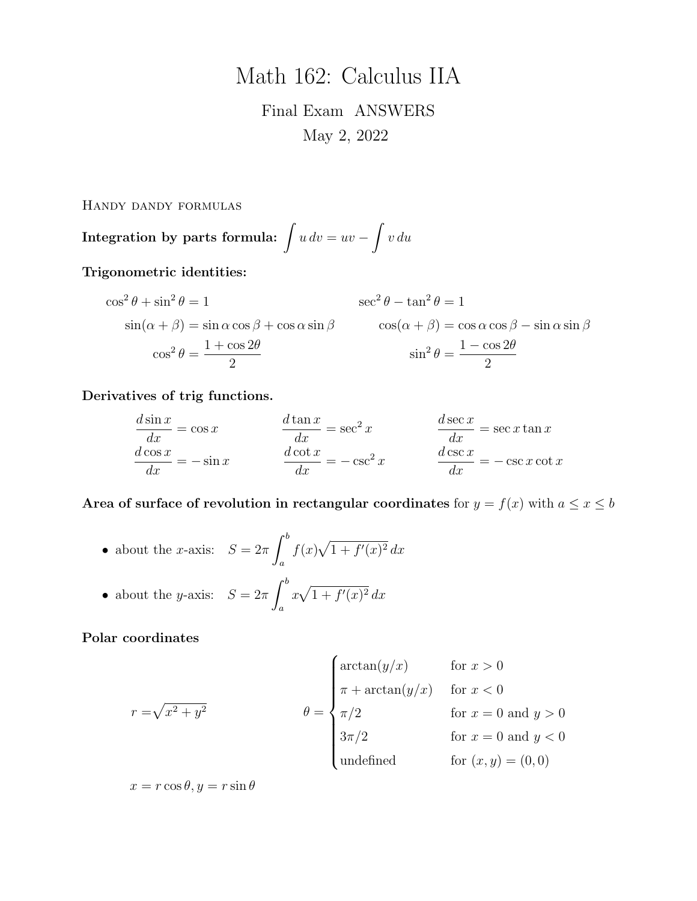# Math 162: Calculus IIA

Final Exam ANSWERS

May 2, 2022

Handy dandy formulas

**Integration by parts formula:** $\int u\,dv = uv - \int v\,du$

**Trigonometric identities:**

$$\cos^2\theta + \sin^2\theta = 1 \qquad \sec^2\theta - \tan^2\theta = 1$$

$$\sin(\alpha+\beta) = \sin\alpha\cos\beta + \cos\alpha\sin\beta \qquad \cos(\alpha+\beta) = \cos\alpha\cos\beta - \sin\alpha\sin\beta$$

$$\cos^2\theta = \frac{1+\cos 2\theta}{2} \qquad \sin^2\theta = \frac{1-\cos 2\theta}{2}$$

**Derivatives of trig functions.**

$$\frac{d\sin x}{dx} = \cos x \qquad \frac{d\tan x}{dx} = \sec^2 x \qquad \frac{d\sec x}{dx} = \sec x\tan x$$

$$\frac{d\cos x}{dx} = -\sin x \qquad \frac{d\cot x}{dx} = -\csc^2 x \qquad \frac{d\csc x}{dx} = -\csc x\cot x$$

**Area of surface of revolution in rectangular coordinates** for $y = f(x)$ with $a \le x \le b$

- about the $x$-axis: $S = 2\pi\int_a^b f(x)\sqrt{1+f'(x)^2}\,dx$
- about the $y$-axis: $S = 2\pi\int_a^b x\sqrt{1+f'(x)^2}\,dx$

**Polar coordinates**

$$r = \sqrt{x^2+y^2} \qquad \theta = \begin{cases} \arctan(y/x) & \text{for } x > 0 \\ \pi + \arctan(y/x) & \text{for } x < 0 \\ \pi/2 & \text{for } x = 0 \text{ and } y > 0 \\ 3\pi/2 & \text{for } x = 0 \text{ and } y < 0 \\ \text{undefined} & \text{for } (x,y) = (0,0) \end{cases}$$

$x = r\cos\theta, y = r\sin\theta$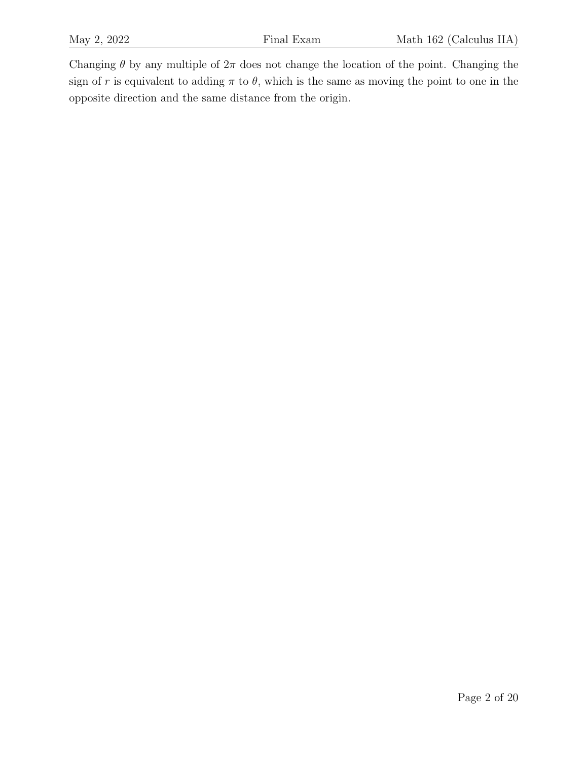Changing $\theta$ by any multiple of $2\pi$ does not change the location of the point. Changing the sign of $r$ is equivalent to adding $\pi$ to $\theta$, which is the same as moving the point to one in the opposite direction and the same distance from the origin.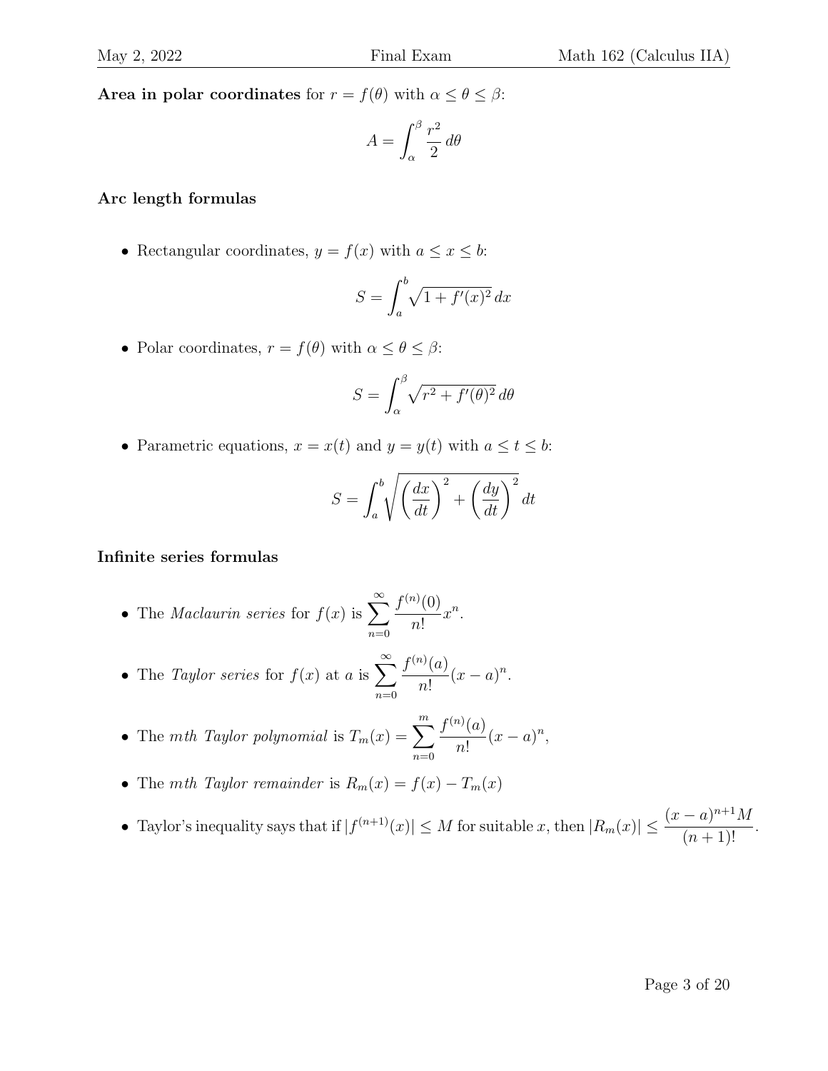**Area in polar coordinates** for $r = f(\theta)$ with $\alpha \le \theta \le \beta$:

$$A = \int_{\alpha}^{\beta} \frac{r^2}{2}\, d\theta$$

**Arc length formulas**

- Rectangular coordinates, $y = f(x)$ with $a \le x \le b$:

$$S = \int_{a}^{b} \sqrt{1 + f'(x)^2}\, dx$$

- Polar coordinates, $r = f(\theta)$ with $\alpha \le \theta \le \beta$:

$$S = \int_{\alpha}^{\beta} \sqrt{r^2 + f'(\theta)^2}\, d\theta$$

- Parametric equations, $x = x(t)$ and $y = y(t)$ with $a \le t \le b$:

$$S = \int_{a}^{b} \sqrt{\left(\frac{dx}{dt}\right)^2 + \left(\frac{dy}{dt}\right)^2}\, dt$$

**Infinite series formulas**

- The *Maclaurin series* for $f(x)$ is $\displaystyle\sum_{n=0}^{\infty} \frac{f^{(n)}(0)}{n!} x^n$.

- The *Taylor series* for $f(x)$ at $a$ is $\displaystyle\sum_{n=0}^{\infty} \frac{f^{(n)}(a)}{n!} (x-a)^n$.

- The *mth Taylor polynomial* is $T_m(x) = \displaystyle\sum_{n=0}^{m} \frac{f^{(n)}(a)}{n!} (x-a)^n$,

- The *mth Taylor remainder* is $R_m(x) = f(x) - T_m(x)$

- Taylor's inequality says that if $|f^{(n+1)}(x)| \le M$ for suitable $x$, then $|R_m(x)| \le \dfrac{(x-a)^{n+1} M}{(n+1)!}$.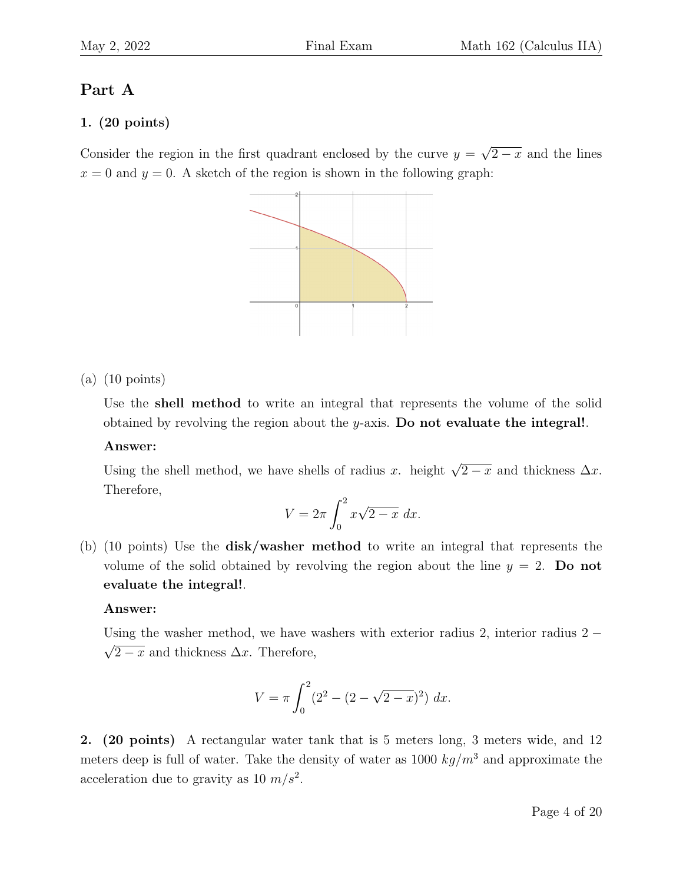# Part A

**1. (20 points)**

Consider the region in the first quadrant enclosed by the curve $y = \sqrt{2-x}$ and the lines $x = 0$ and $y = 0$. A sketch of the region is shown in the following graph:

(a) (10 points)

Use the **shell method** to write an integral that represents the volume of the solid obtained by revolving the region about the $y$-axis. **Do not evaluate the integral!**.

**Answer:**

Using the shell method, we have shells of radius $x$. height $\sqrt{2-x}$ and thickness $\Delta x$. Therefore,

$$V = 2\pi \int_0^2 x\sqrt{2-x}\ dx.$$

(b) (10 points) Use the **disk/washer method** to write an integral that represents the volume of the solid obtained by revolving the region about the line $y = 2$. **Do not evaluate the integral!**.

**Answer:**

Using the washer method, we have washers with exterior radius 2, interior radius $2 - \sqrt{2-x}$ and thickness $\Delta x$. Therefore,

$$V = \pi \int_0^2 (2^2 - (2 - \sqrt{2-x})^2)\ dx.$$

**2. (20 points)** A rectangular water tank that is 5 meters long, 3 meters wide, and 12 meters deep is full of water. Take the density of water as 1000 $kg/m^3$ and approximate the acceleration due to gravity as 10 $m/s^2$.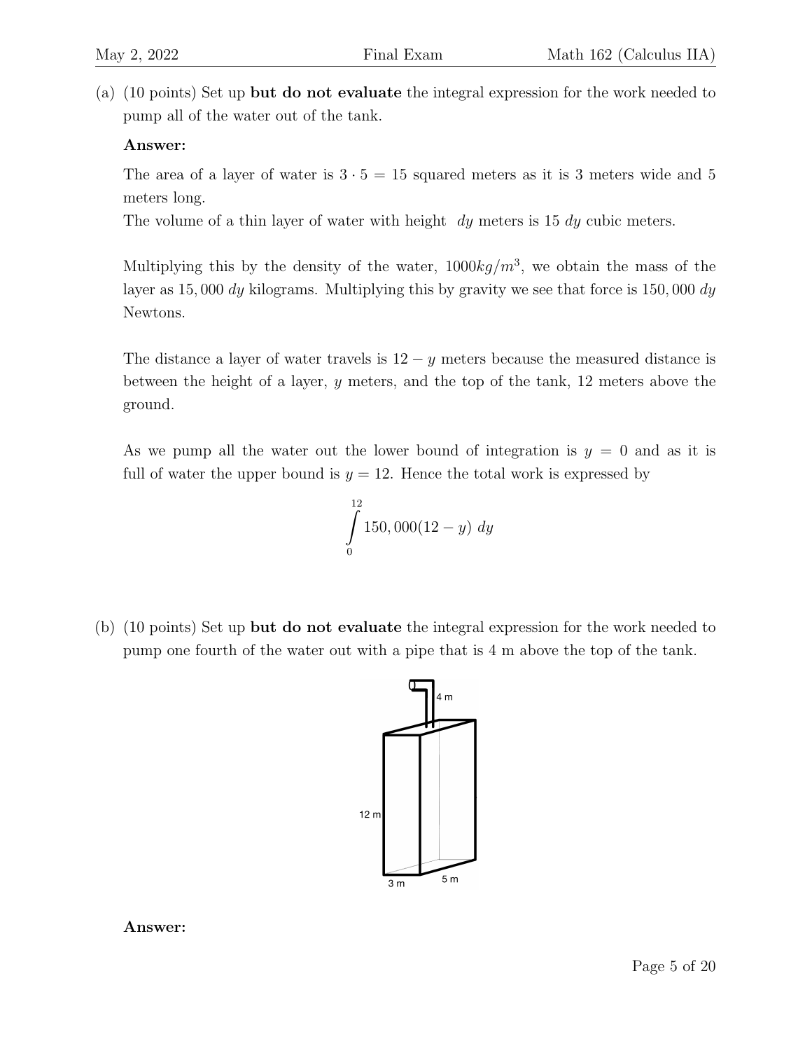(a) (10 points) Set up **but do not evaluate** the integral expression for the work needed to pump all of the water out of the tank.

**Answer:**

The area of a layer of water is $3 \cdot 5 = 15$ squared meters as it is 3 meters wide and 5 meters long.

The volume of a thin layer of water with height $dy$ meters is $15\ dy$ cubic meters.

Multiplying this by the density of the water, $1000 kg/m^3$, we obtain the mass of the layer as $15,000\ dy$ kilograms. Multiplying this by gravity we see that force is $150,000\ dy$ Newtons.

The distance a layer of water travels is $12 - y$ meters because the measured distance is between the height of a layer, $y$ meters, and the top of the tank, 12 meters above the ground.

As we pump all the water out the lower bound of integration is $y = 0$ and as it is full of water the upper bound is $y = 12$. Hence the total work is expressed by

$$\int_0^{12} 150,000(12 - y)\ dy$$

(b) (10 points) Set up **but do not evaluate** the integral expression for the work needed to pump one fourth of the water out with a pipe that is 4 m above the top of the tank.

**Answer:**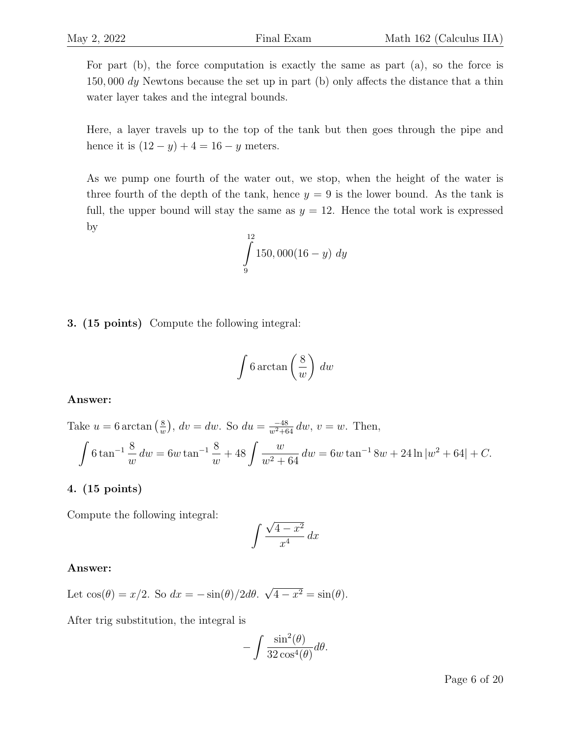For part (b), the force computation is exactly the same as part (a), so the force is $150,000\ dy$ Newtons because the set up in part (b) only affects the distance that a thin water layer takes and the integral bounds.

Here, a layer travels up to the top of the tank but then goes through the pipe and hence it is $(12 - y) + 4 = 16 - y$ meters.

As we pump one fourth of the water out, we stop, when the height of the water is three fourth of the depth of the tank, hence $y = 9$ is the lower bound. As the tank is full, the upper bound will stay the same as $y = 12$. Hence the total work is expressed by

$$\int_9^{12} 150,000(16 - y)\ dy$$

**3. (15 points)** Compute the following integral:

$$\int 6 \arctan\left(\frac{8}{w}\right)\ dw$$

**Answer:**

Take $u = 6 \arctan\left(\frac{8}{w}\right)$, $dv = dw$. So $du = \frac{-48}{w^2+64}\, dw$, $v = w$. Then,

$$\int 6 \tan^{-1} \frac{8}{w}\, dw = 6w \tan^{-1} \frac{8}{w} + 48 \int \frac{w}{w^2 + 64}\, dw = 6w \tan^{-1} 8w + 24 \ln |w^2 + 64| + C.$$

**4. (15 points)**

Compute the following integral:

$$\int \frac{\sqrt{4 - x^2}}{x^4}\, dx$$

**Answer:**

Let $\cos(\theta) = x/2$. So $dx = -\sin(\theta)/2 d\theta$. $\sqrt{4 - x^2} = \sin(\theta)$.

After trig substitution, the integral is

$$-\int \frac{\sin^2(\theta)}{32 \cos^4(\theta)} d\theta.$$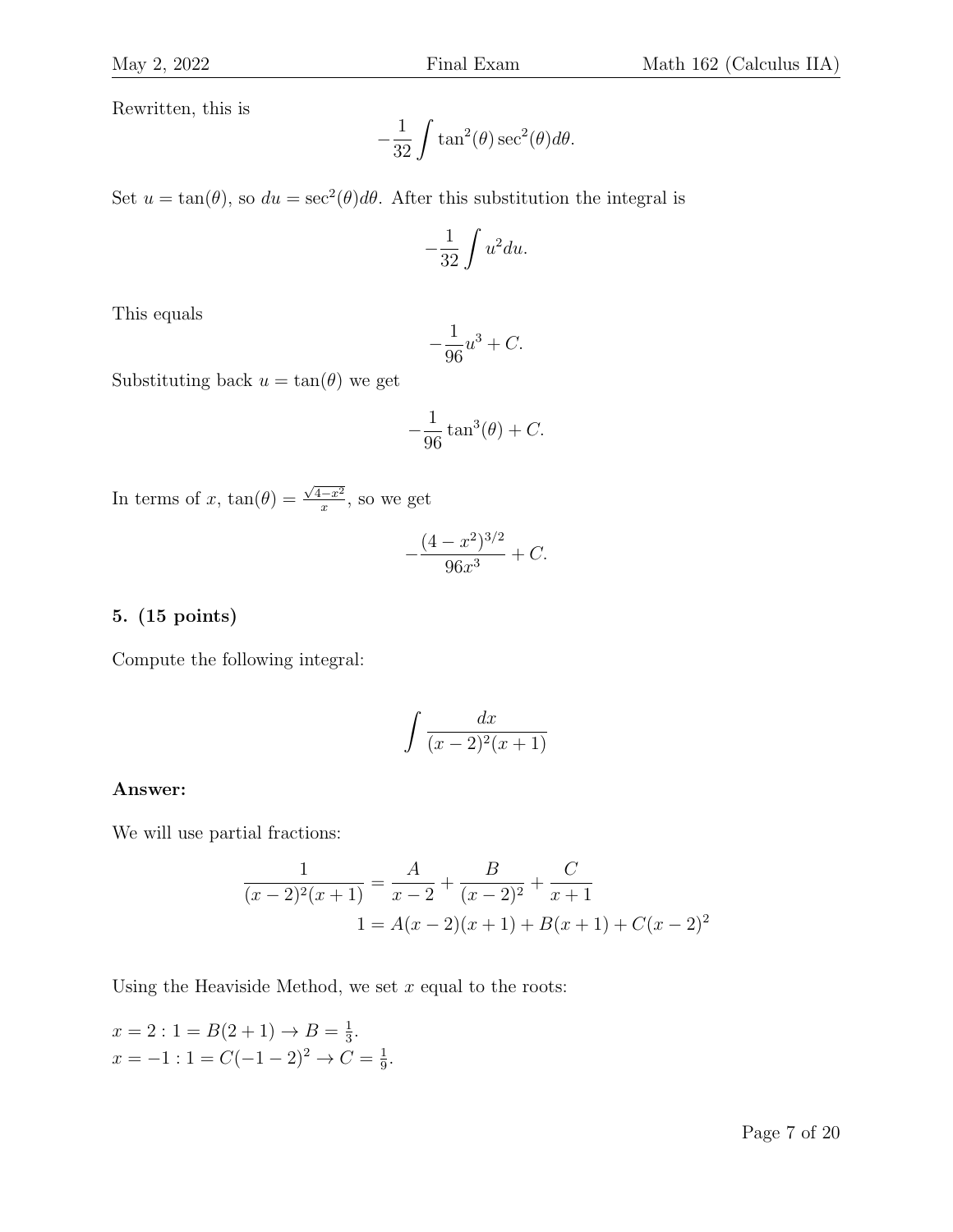Rewritten, this is

$$-\frac{1}{32}\int \tan^2(\theta)\sec^2(\theta)d\theta.$$

Set $u = \tan(\theta)$, so $du = \sec^2(\theta)d\theta$. After this substitution the integral is

$$-\frac{1}{32}\int u^2 du.$$

This equals

$$-\frac{1}{96}u^3 + C.$$

Substituting back $u = \tan(\theta)$ we get

$$-\frac{1}{96}\tan^3(\theta) + C.$$

In terms of $x$, $\tan(\theta) = \frac{\sqrt{4-x^2}}{x}$, so we get

$$-\frac{(4-x^2)^{3/2}}{96x^3} + C.$$

**5. (15 points)**

Compute the following integral:

$$\int \frac{dx}{(x-2)^2(x+1)}$$

**Answer:**

We will use partial fractions:

$$\frac{1}{(x-2)^2(x+1)} = \frac{A}{x-2} + \frac{B}{(x-2)^2} + \frac{C}{x+1}$$

$$1 = A(x-2)(x+1) + B(x+1) + C(x-2)^2$$

Using the Heaviside Method, we set $x$ equal to the roots:

$x = 2 : 1 = B(2+1) \to B = \frac{1}{3}$.
$x = -1 : 1 = C(-1-2)^2 \to C = \frac{1}{9}$.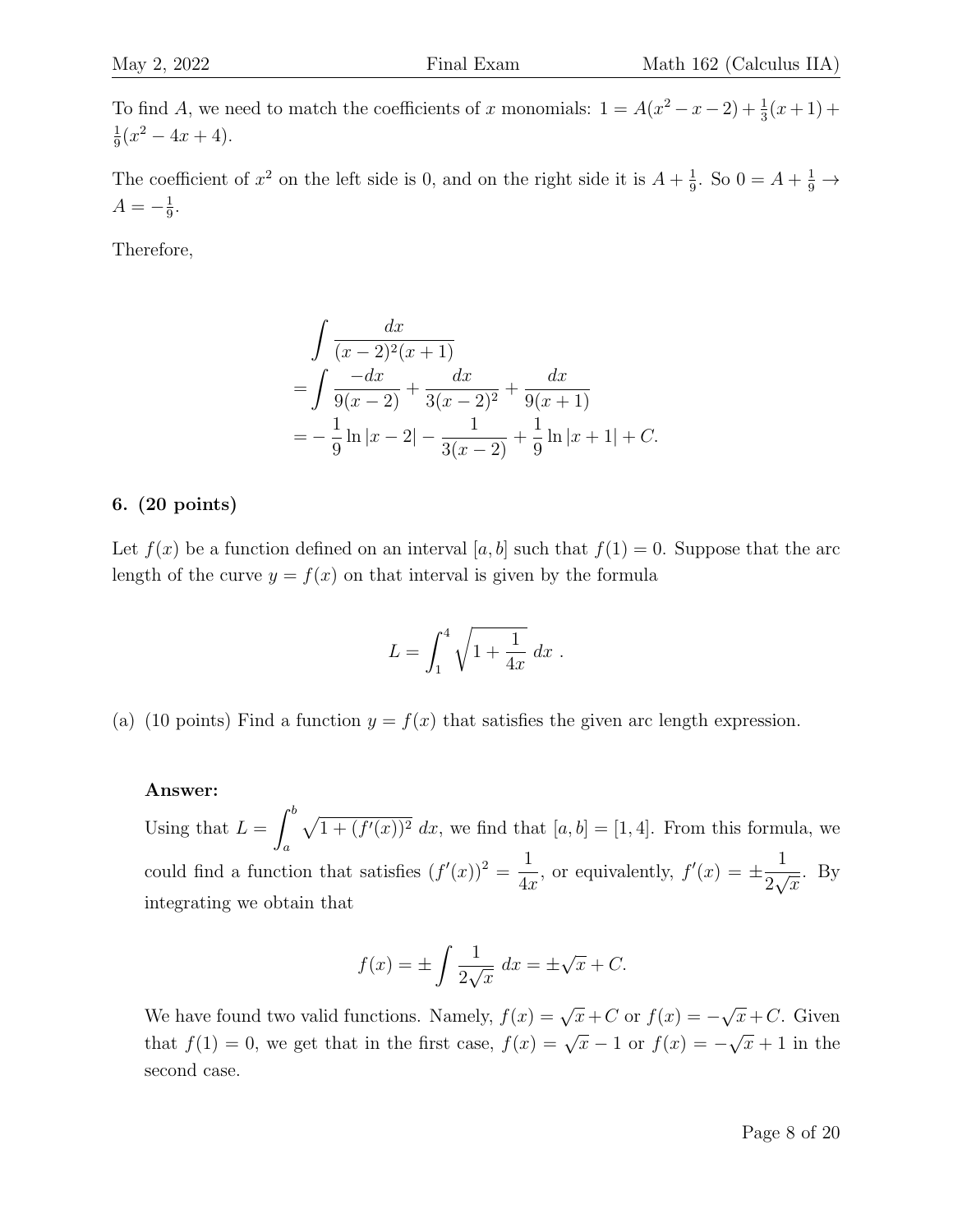To find $A$, we need to match the coefficients of $x$ monomials: $1 = A(x^2 - x - 2) + \frac{1}{3}(x+1) + \frac{1}{9}(x^2 - 4x + 4)$.

The coefficient of $x^2$ on the left side is 0, and on the right side it is $A + \frac{1}{9}$. So $0 = A + \frac{1}{9} \to A = -\frac{1}{9}$.

Therefore,

$$
\begin{aligned}
&\int \frac{dx}{(x-2)^2(x+1)} \\
&= \int \frac{-dx}{9(x-2)} + \frac{dx}{3(x-2)^2} + \frac{dx}{9(x+1)} \\
&= -\frac{1}{9}\ln|x-2| - \frac{1}{3(x-2)} + \frac{1}{9}\ln|x+1| + C.
\end{aligned}
$$

**6. (20 points)**

Let $f(x)$ be a function defined on an interval $[a, b]$ such that $f(1) = 0$. Suppose that the arc length of the curve $y = f(x)$ on that interval is given by the formula

$$
L = \int_1^4 \sqrt{1 + \frac{1}{4x}}\; dx\ .
$$

(a) (10 points) Find a function $y = f(x)$ that satisfies the given arc length expression.

**Answer:**

Using that $L = \displaystyle\int_a^b \sqrt{1 + (f'(x))^2}\; dx$, we find that $[a, b] = [1, 4]$. From this formula, we could find a function that satisfies $(f'(x))^2 = \dfrac{1}{4x}$, or equivalently, $f'(x) = \pm\dfrac{1}{2\sqrt{x}}$. By integrating we obtain that

$$
f(x) = \pm \int \frac{1}{2\sqrt{x}}\; dx = \pm\sqrt{x} + C.
$$

We have found two valid functions. Namely, $f(x) = \sqrt{x} + C$ or $f(x) = -\sqrt{x} + C$. Given that $f(1) = 0$, we get that in the first case, $f(x) = \sqrt{x} - 1$ or $f(x) = -\sqrt{x} + 1$ in the second case.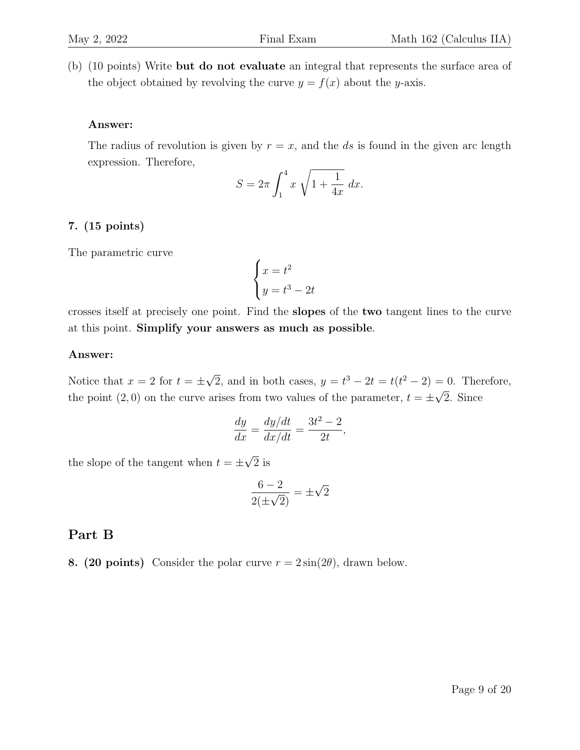(b) (10 points) Write **but do not evaluate** an integral that represents the surface area of the object obtained by revolving the curve $y = f(x)$ about the $y$-axis.

**Answer:**

The radius of revolution is given by $r = x$, and the $ds$ is found in the given arc length expression. Therefore,

$$S = 2\pi \int_1^4 x\, \sqrt{1 + \frac{1}{4x}}\; dx.$$

**7. (15 points)**

The parametric curve

$$\begin{cases} x = t^2 \\ y = t^3 - 2t \end{cases}$$

crosses itself at precisely one point. Find the **slopes** of the **two** tangent lines to the curve at this point. **Simplify your answers as much as possible**.

**Answer:**

Notice that $x = 2$ for $t = \pm\sqrt{2}$, and in both cases, $y = t^3 - 2t = t(t^2 - 2) = 0$. Therefore, the point $(2, 0)$ on the curve arises from two values of the parameter, $t = \pm\sqrt{2}$. Since

$$\frac{dy}{dx} = \frac{dy/dt}{dx/dt} = \frac{3t^2 - 2}{2t},$$

the slope of the tangent when $t = \pm\sqrt{2}$ is

$$\frac{6 - 2}{2(\pm\sqrt{2})} = \pm\sqrt{2}$$

## Part B

**8. (20 points)** Consider the polar curve $r = 2\sin(2\theta)$, drawn below.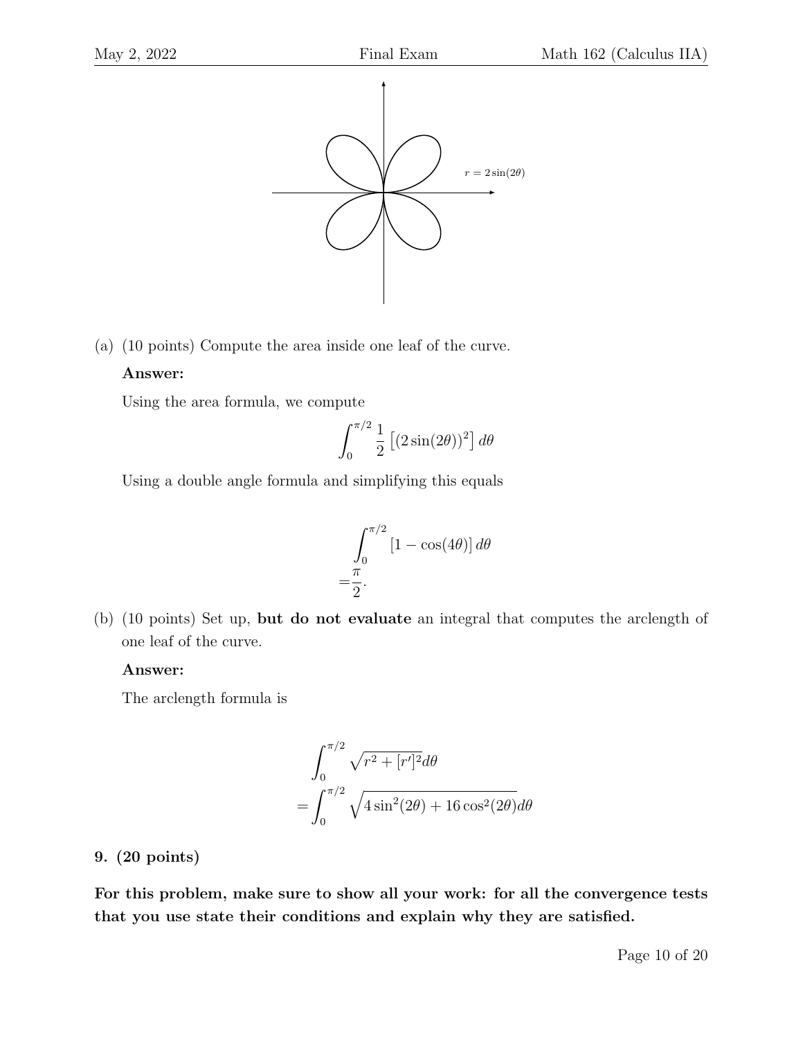$r = 2\sin(2\theta)$

(a) (10 points) Compute the area inside one leaf of the curve.

**Answer:**

Using the area formula, we compute

$$\int_0^{\pi/2} \frac{1}{2}\left[(2\sin(2\theta))^2\right] d\theta$$

Using a double angle formula and simplifying this equals

$$\int_0^{\pi/2} [1 - \cos(4\theta)]\, d\theta$$
$$= \frac{\pi}{2}.$$

(b) (10 points) Set up, **but do not evaluate** an integral that computes the arclength of one leaf of the curve.

**Answer:**

The arclength formula is

$$\int_0^{\pi/2} \sqrt{r^2 + [r']^2} d\theta$$
$$= \int_0^{\pi/2} \sqrt{4\sin^2(2\theta) + 16\cos^2(2\theta)} d\theta$$

**9. (20 points)**

**For this problem, make sure to show all your work: for all the convergence tests that you use state their conditions and explain why they are satisfied.**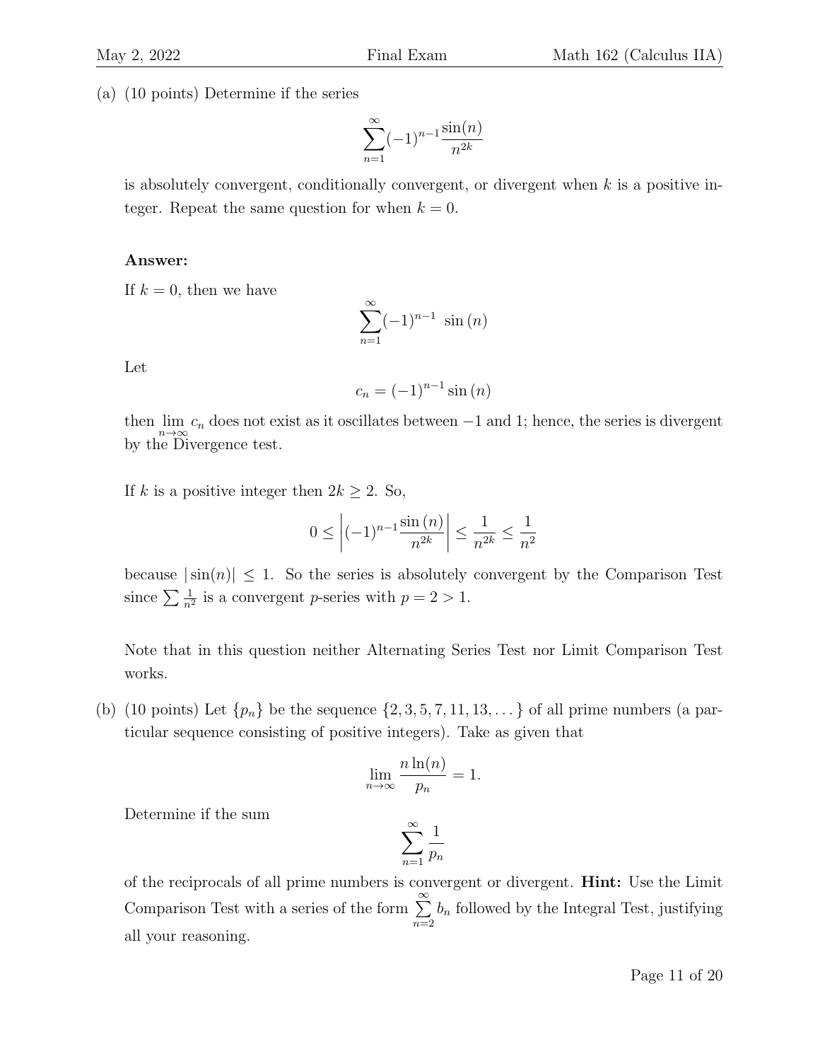(a) (10 points) Determine if the series

$$\sum_{n=1}^{\infty}(-1)^{n-1}\frac{\sin(n)}{n^{2k}}$$

is absolutely convergent, conditionally convergent, or divergent when $k$ is a positive integer. Repeat the same question for when $k = 0$.

**Answer:**

If $k = 0$, then we have

$$\sum_{n=1}^{\infty}(-1)^{n-1}\ \sin(n)$$

Let

$$c_n = (-1)^{n-1}\sin(n)$$

then $\lim_{n\to\infty} c_n$ does not exist as it oscillates between $-1$ and $1$; hence, the series is divergent by the Divergence test.

If $k$ is a positive integer then $2k \geq 2$. So,

$$0 \leq \left|(-1)^{n-1}\frac{\sin(n)}{n^{2k}}\right| \leq \frac{1}{n^{2k}} \leq \frac{1}{n^2}$$

because $|\sin(n)| \leq 1$. So the series is absolutely convergent by the Comparison Test since $\sum \frac{1}{n^2}$ is a convergent $p$-series with $p = 2 > 1$.

Note that in this question neither Alternating Series Test nor Limit Comparison Test works.

(b) (10 points) Let $\{p_n\}$ be the sequence $\{2, 3, 5, 7, 11, 13, \dots\}$ of all prime numbers (a particular sequence consisting of positive integers). Take as given that

$$\lim_{n\to\infty}\frac{n\ln(n)}{p_n} = 1.$$

Determine if the sum

$$\sum_{n=1}^{\infty}\frac{1}{p_n}$$

of the reciprocals of all prime numbers is convergent or divergent. **Hint:** Use the Limit Comparison Test with a series of the form $\sum_{n=2}^{\infty} b_n$ followed by the Integral Test, justifying all your reasoning.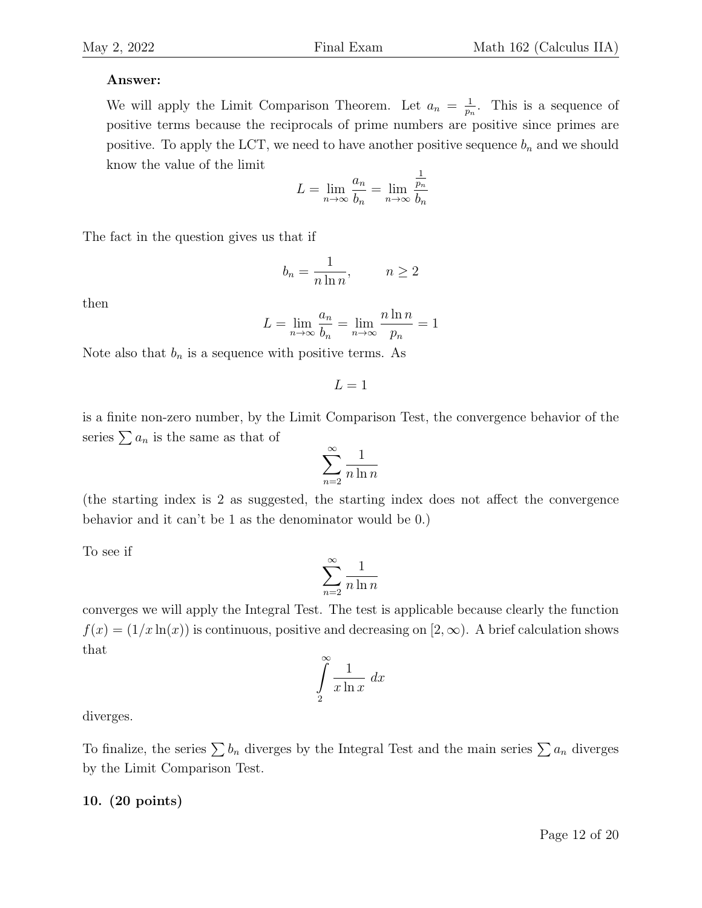**Answer:**

We will apply the Limit Comparison Theorem. Let $a_n = \frac{1}{p_n}$. This is a sequence of positive terms because the reciprocals of prime numbers are positive since primes are positive. To apply the LCT, we need to have another positive sequence $b_n$ and we should know the value of the limit

$$L = \lim_{n\to\infty} \frac{a_n}{b_n} = \lim_{n\to\infty} \frac{\frac{1}{p_n}}{b_n}$$

The fact in the question gives us that if

$$b_n = \frac{1}{n \ln n}, \qquad n \geq 2$$

then

$$L = \lim_{n\to\infty} \frac{a_n}{b_n} = \lim_{n\to\infty} \frac{n \ln n}{p_n} = 1$$

Note also that $b_n$ is a sequence with positive terms. As

$$L = 1$$

is a finite non-zero number, by the Limit Comparison Test, the convergence behavior of the series $\sum a_n$ is the same as that of

$$\sum_{n=2}^{\infty} \frac{1}{n \ln n}$$

(the starting index is 2 as suggested, the starting index does not affect the convergence behavior and it can't be 1 as the denominator would be 0.)

To see if

$$\sum_{n=2}^{\infty} \frac{1}{n \ln n}$$

converges we will apply the Integral Test. The test is applicable because clearly the function $f(x) = (1/x \ln(x))$ is continuous, positive and decreasing on $[2, \infty)$. A brief calculation shows that

$$\int_{2}^{\infty} \frac{1}{x \ln x} \, dx$$

diverges.

To finalize, the series $\sum b_n$ diverges by the Integral Test and the main series $\sum a_n$ diverges by the Limit Comparison Test.

**10. (20 points)**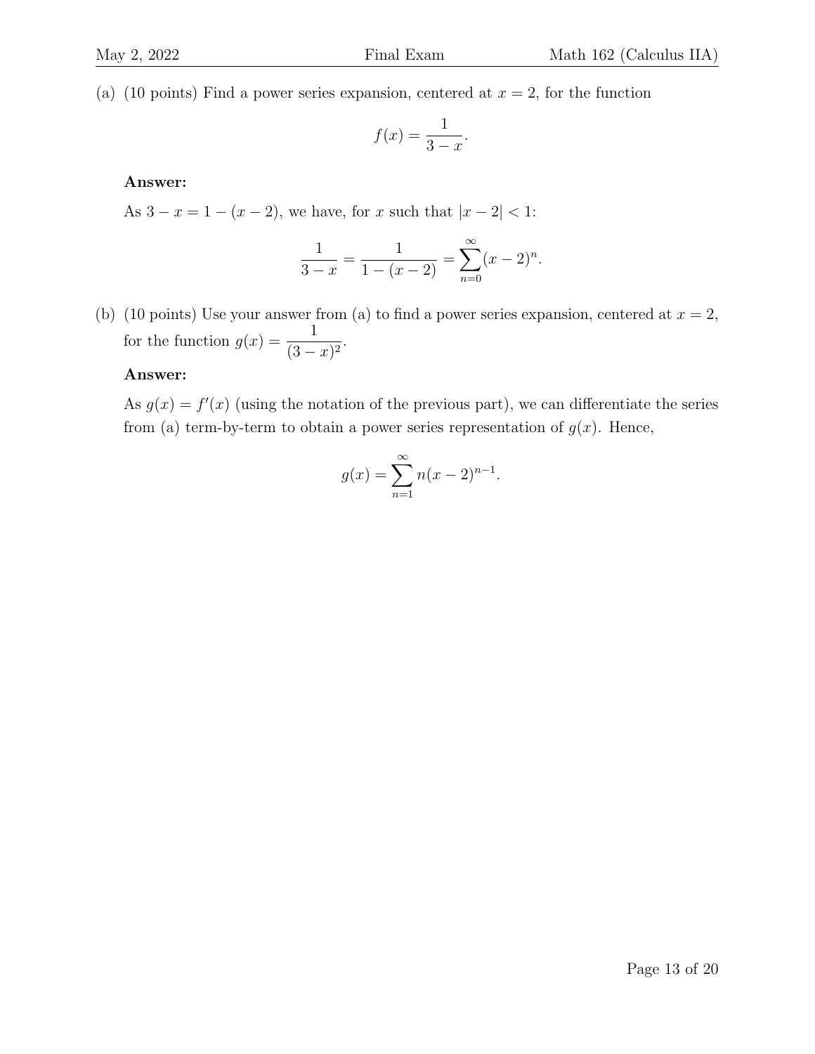(a) (10 points) Find a power series expansion, centered at $x = 2$, for the function

$$f(x) = \frac{1}{3 - x}.$$

**Answer:**

As $3 - x = 1 - (x - 2)$, we have, for $x$ such that $|x - 2| < 1$:

$$\frac{1}{3 - x} = \frac{1}{1 - (x - 2)} = \sum_{n=0}^{\infty} (x - 2)^n.$$

(b) (10 points) Use your answer from (a) to find a power series expansion, centered at $x = 2$, for the function $g(x) = \dfrac{1}{(3 - x)^2}$.

**Answer:**

As $g(x) = f'(x)$ (using the notation of the previous part), we can differentiate the series from (a) term-by-term to obtain a power series representation of $g(x)$. Hence,

$$g(x) = \sum_{n=1}^{\infty} n(x - 2)^{n-1}.$$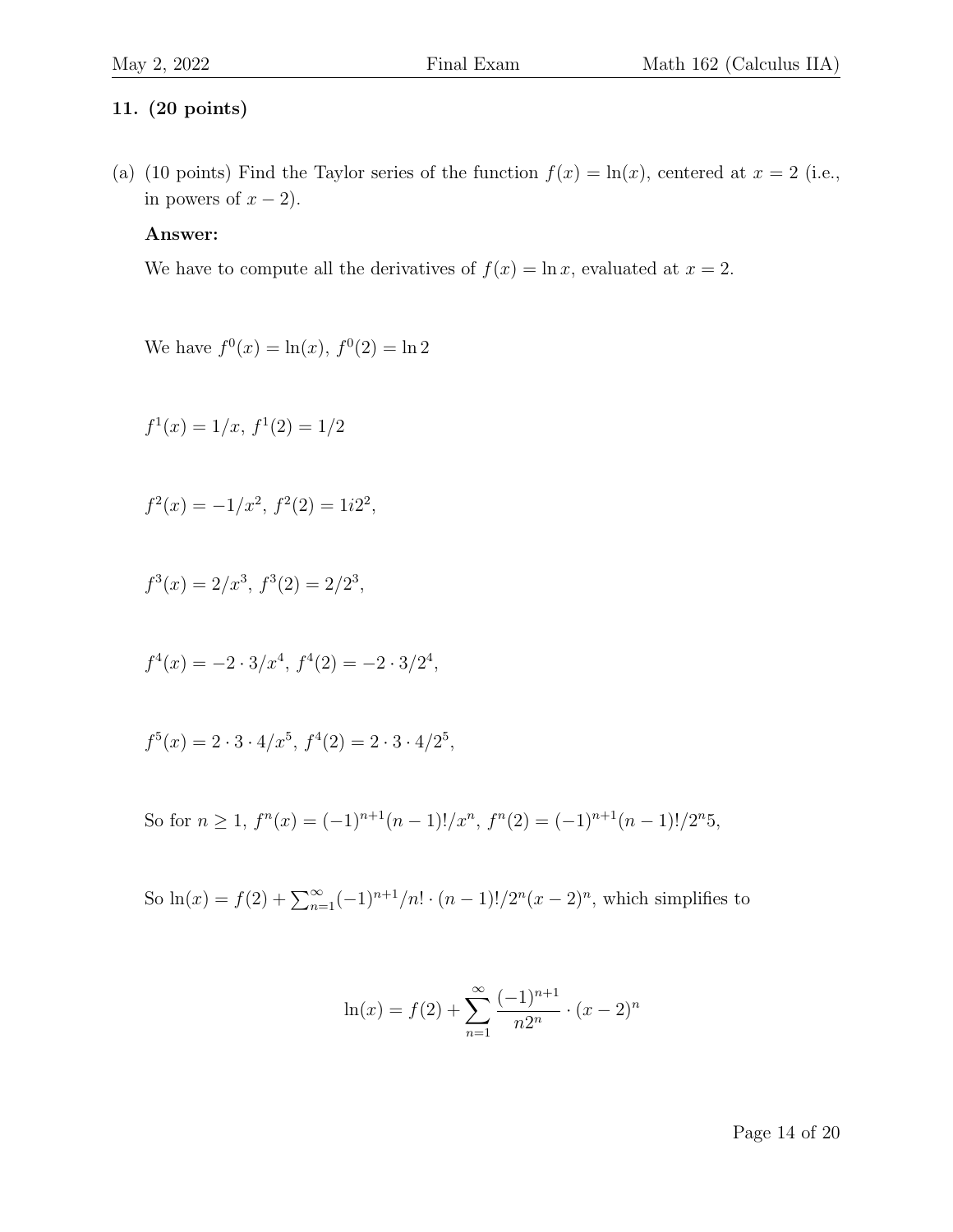**11. (20 points)**

(a) (10 points) Find the Taylor series of the function $f(x) = \ln(x)$, centered at $x = 2$ (i.e., in powers of $x - 2$).

**Answer:**

We have to compute all the derivatives of $f(x) = \ln x$, evaluated at $x = 2$.

We have $f^0(x) = \ln(x)$, $f^0(2) = \ln 2$

$f^1(x) = 1/x$, $f^1(2) = 1/2$

$f^2(x) = -1/x^2$, $f^2(2) = 1i2^2$,

$f^3(x) = 2/x^3$, $f^3(2) = 2/2^3$,

$f^4(x) = -2 \cdot 3/x^4$, $f^4(2) = -2 \cdot 3/2^4$,

$f^5(x) = 2 \cdot 3 \cdot 4/x^5$, $f^4(2) = 2 \cdot 3 \cdot 4/2^5$,

So for $n \geq 1$, $f^n(x) = (-1)^{n+1}(n-1)!/x^n$, $f^n(2) = (-1)^{n+1}(n-1)!/2^n5$,

So $\ln(x) = f(2) + \sum_{n=1}^{\infty}(-1)^{n+1}/n! \cdot (n-1)!/2^n(x-2)^n$, which simplifies to

$$\ln(x) = f(2) + \sum_{n=1}^{\infty} \frac{(-1)^{n+1}}{n2^n} \cdot (x-2)^n$$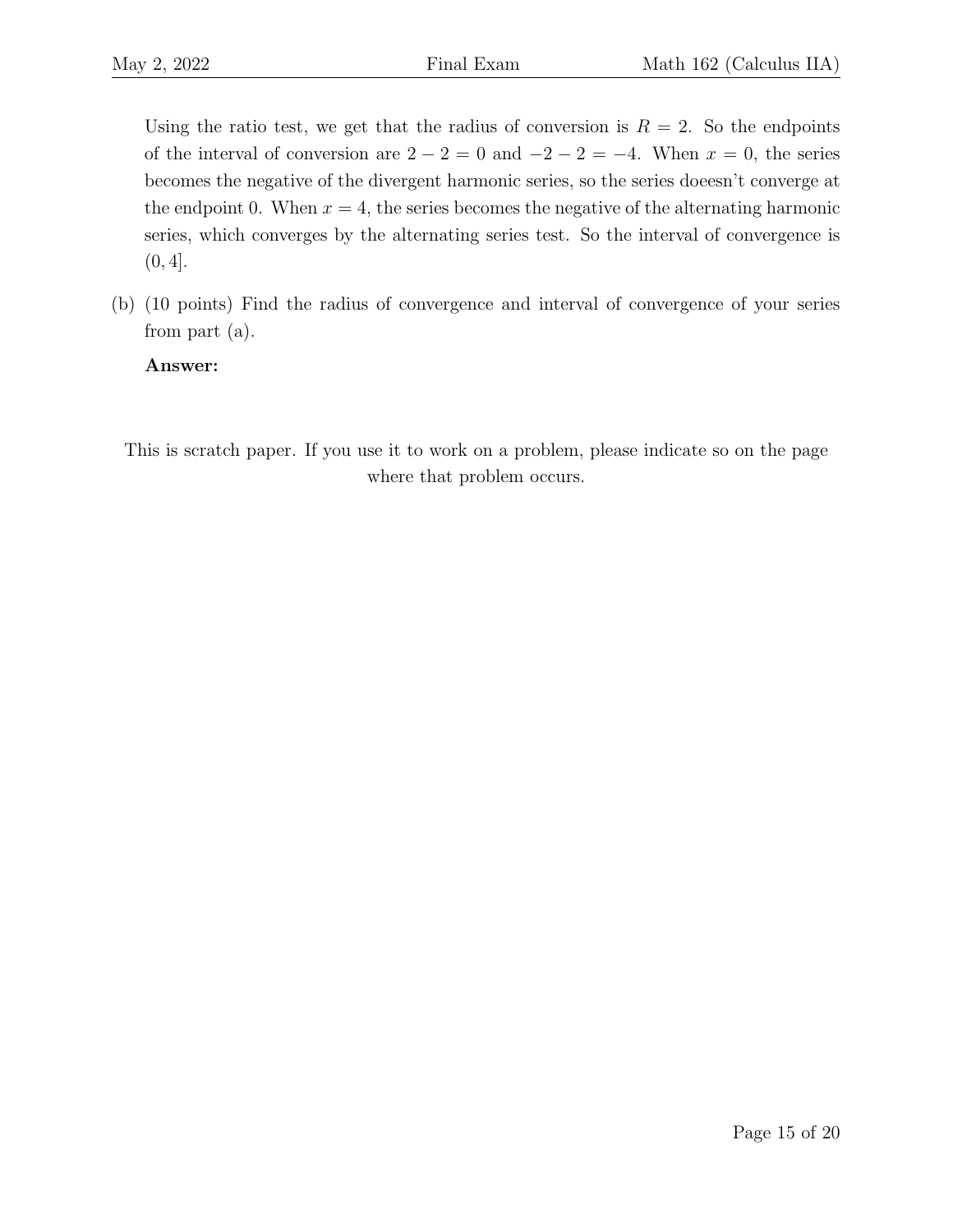Using the ratio test, we get that the radius of conversion is $R = 2$. So the endpoints of the interval of conversion are $2 - 2 = 0$ and $-2 - 2 = -4$. When $x = 0$, the series becomes the negative of the divergent harmonic series, so the series doeesn't converge at the endpoint 0. When $x = 4$, the series becomes the negative of the alternating harmonic series, which converges by the alternating series test. So the interval of convergence is $(0, 4]$.

(b) (10 points) Find the radius of convergence and interval of convergence of your series from part (a).

**Answer:**

This is scratch paper. If you use it to work on a problem, please indicate so on the page where that problem occurs.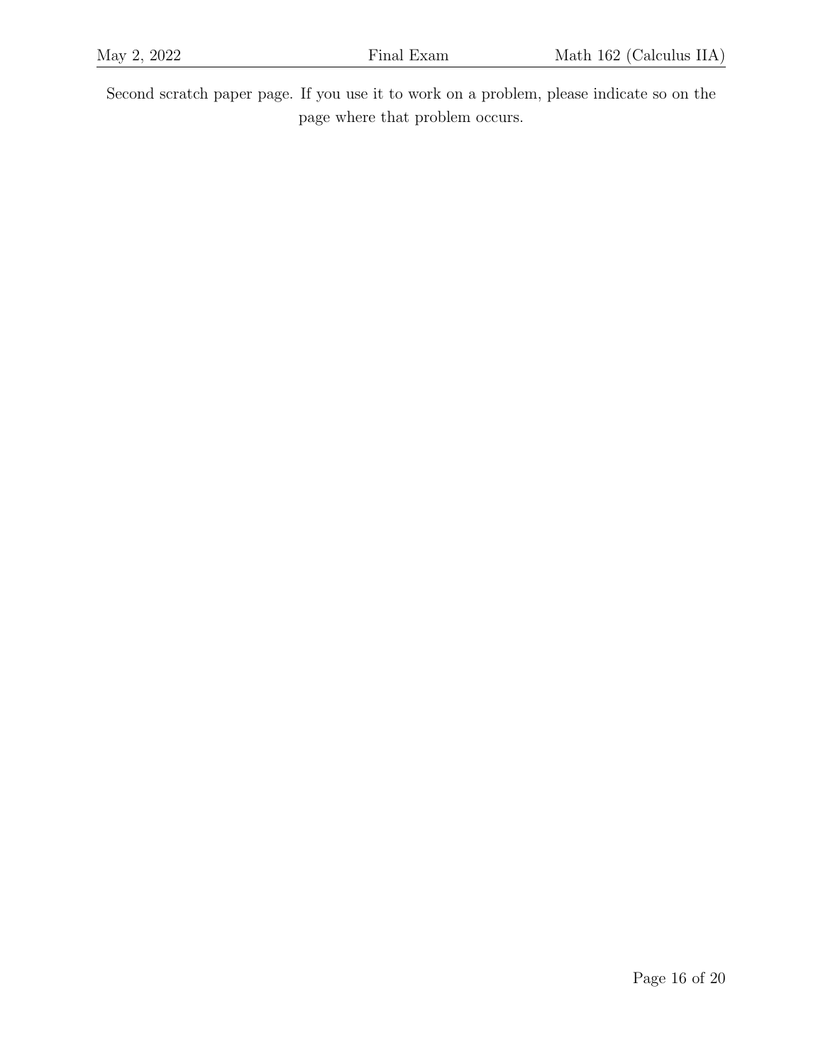Second scratch paper page. If you use it to work on a problem, please indicate so on the page where that problem occurs.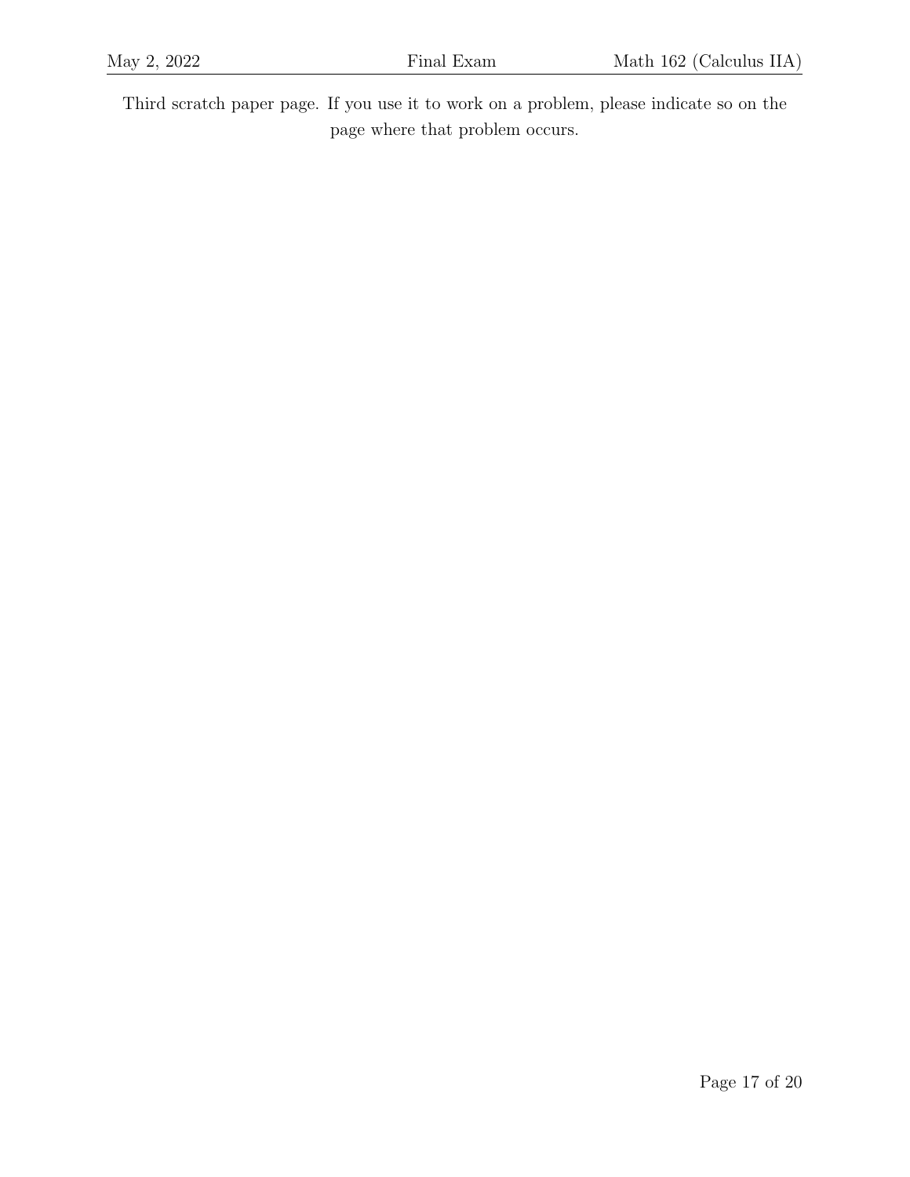Third scratch paper page. If you use it to work on a problem, please indicate so on the page where that problem occurs.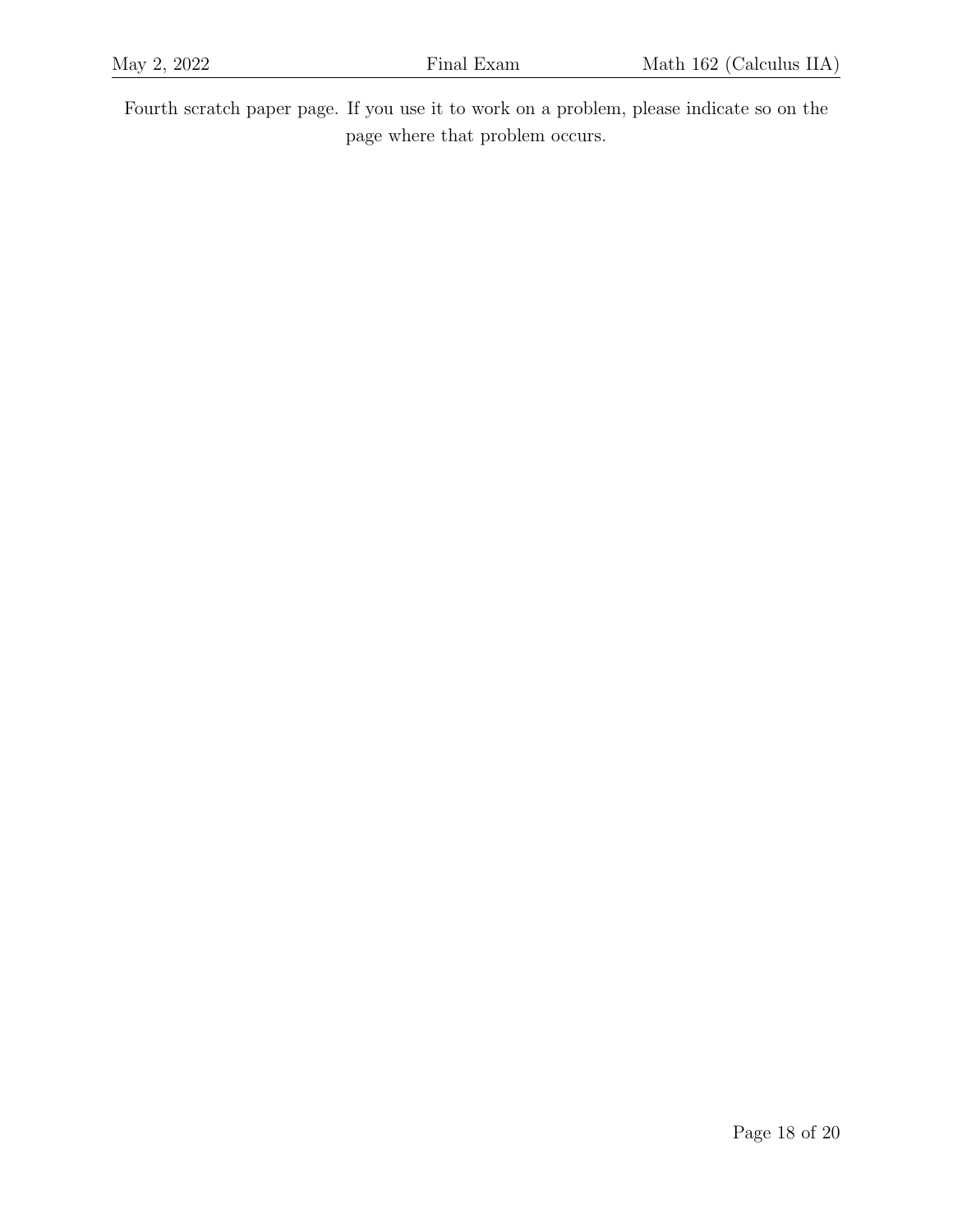Fourth scratch paper page. If you use it to work on a problem, please indicate so on the page where that problem occurs.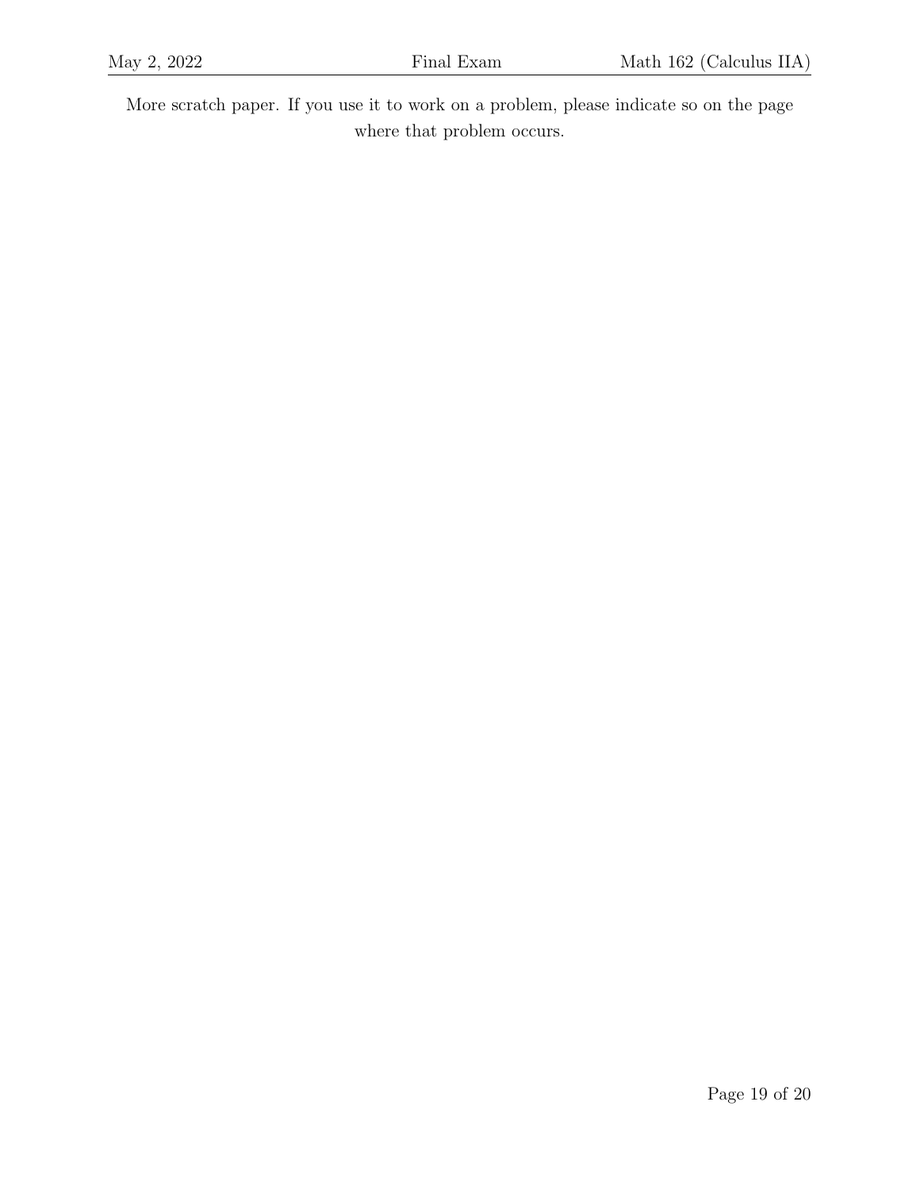More scratch paper. If you use it to work on a problem, please indicate so on the page where that problem occurs.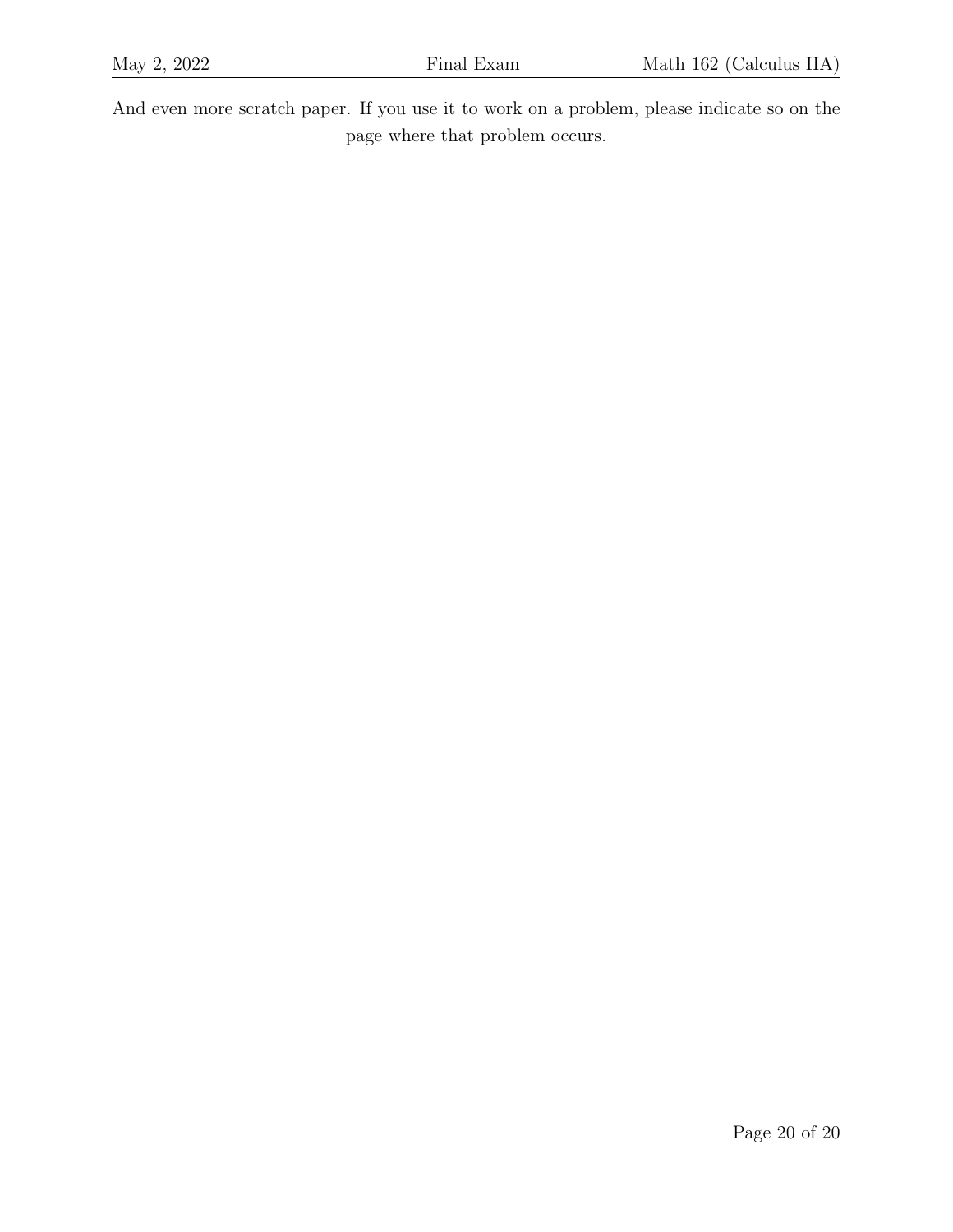And even more scratch paper. If you use it to work on a problem, please indicate so on the page where that problem occurs.